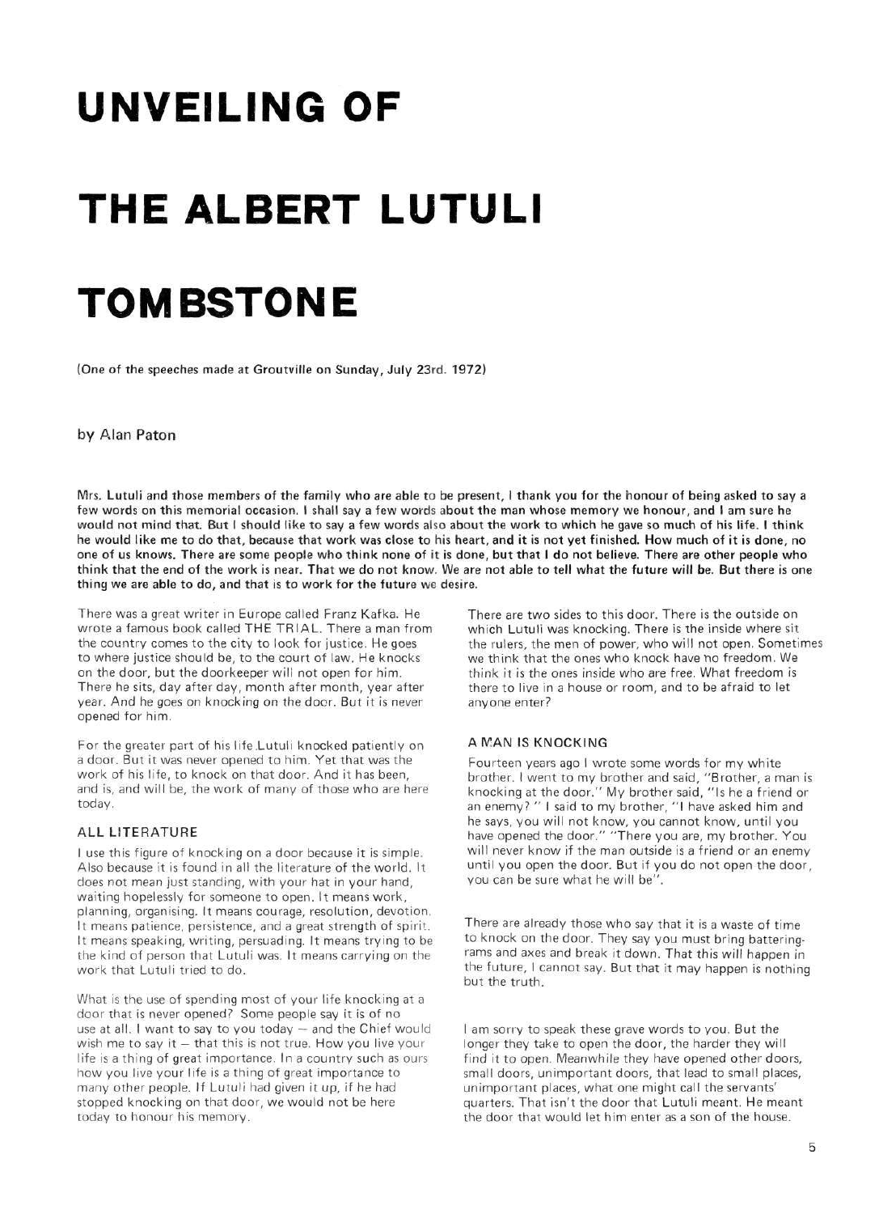# UNVEILING OF THE ALBERT LUTULI TOMBSTONE

(One of the speeches made at Groutville on Sunday, July 23rd. 1972)

by Alan Paton

**Mrs. Lutuli and those members of the family who are able to be present, I thank you for the honour of being asked to say a few words on this memorial occasion. I shall say a few words about the man whose memory we honour, and I am sure he would not mind that. But I should like to say a few words also about the work to which he gave so much of his life. I think he would like me to do that, because that work was close to his heart, and it is not yet finished. How much of it is done, no one of us knows. There are some people who think none of it is done, but that I do not believe. There are other people who think that the end of the work is near. That we do not know. We are not able to tell what the future will be. But there is one thing we are able to do, and that is to work for the future we desire.**

There was a great writer in Europe called Franz Kafka. He wrote a famous book called THE TRIAL. There a man from the country comes to the city to look for justice. He goes to where justice should be, to the court of law. He knocks on the door, but the doorkeeper will not open for him. There he sits, day after day, month after month, year after year. And he goes on knocking on the door. But it is never opened for him.

For the greater part of his life Lutuli knocked patiently on a door. But it was never opened to him. Yet that was the work of his life, to knock on that door. And it has been, and is, and will be, the work of many of those who are here today.

## ALL LITERATURE

I use this figure of knocking on a door because it is simple. Also because it is found in all the literature of the world. It does not mean just standing, with your hat in your hand, waiting hopelessly for someone to open. It means work, planning, organising. It means courage, resolution, devotion. It means patience, persistence, and a great strength of spirit. It means speaking, writing, persuading. It means trying to be the kind of person that Lutuli was. It means carrying on the work that Lutuli tried to do.

What is the use of spending most of your life knocking at a door that is never opened? Some people say it is of no use at all. I want to say to you today — and the Chief would wish me to say it — that this is not true. How you live your life is a thing of great importance. In a country such as ours how you live your life is a thing of great importance to many other people. If Lutuli had given it up, if he had stopped knocking on that door, we would not be here today to honour his memory.

There are two sides to this door. There is the outside on which Lutuli was knocking. There is the inside where sit the rulers, the men of power, who will not open. Sometimes we think that the ones who knock have no freedom. We think it is the ones inside who are free. What freedom is there to live in a house or room, and to be afraid to let anyone enter?

## A MAN IS KNOCKING

Fourteen years ago I wrote some words for my white brother. I went to my brother and said, "Brother, a man is knocking at the door." My brother said, "Is he a friend or an enemy?" I said to my brother, "I have asked him and he says, you will not know, you cannot know, until you have opened the door." "There you are, my brother. You will never know if the man outside is a friend or an enemy until you open the door. But if you do not open the door, you can be sure what he will be".

There are already those who say that it is a waste of time to knock on the door. They say you must bring battering-rams and axes and break it down. That this will happen in the future, I cannot say. But that it may happen is nothing but the truth.

I am sorry to speak these grave words to you. But the longer they take to open the door, the harder they will find it to open. Meanwhile they have opened other doors, small doors, unimportant doors, that lead to small places, unimportant places, what one might call the servants' quarters. That isn't the door that Lutuli meant. He meant the door that would let him enter as a son of the house.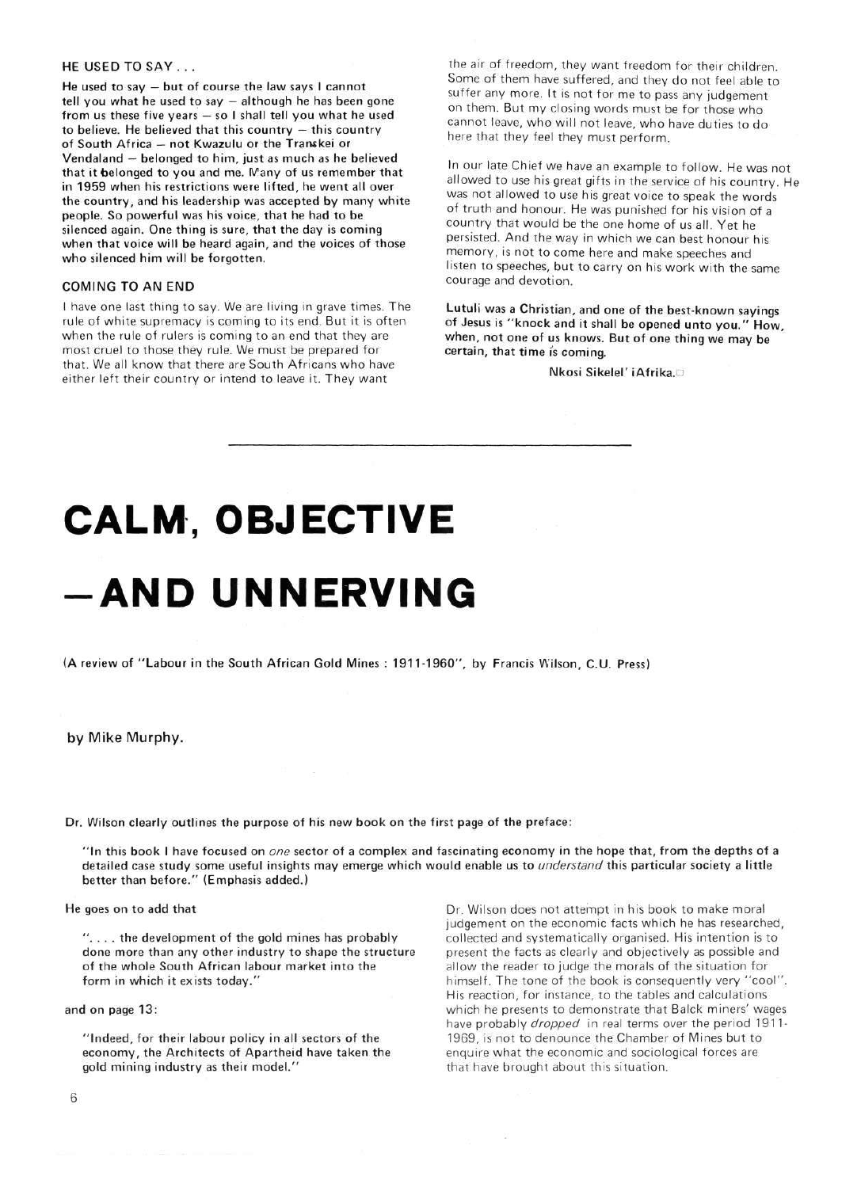### HE USED TO SAY . . .

**He used to say – but of course the law says I cannot tell you what he used to say – although he has been gone from us these five years – so I shall tell you what he used to believe. He believed that this country – this country of South Africa – not Kwazulu or the Transkei or Vendaland – belonged to him, just as much as he believed that it belonged to you and me. Many of us remember that in 1959 when his restrictions were lifted, he went all over the country, and his leadership was accepted by many white people. So powerful was his voice, that he had to be silenced again. One thing is sure, that the day is coming when that voice will be heard again, and the voices of those who silenced him will be forgotten.**

### COMING TO AN END

I have one last thing to say. We are living in grave times. The rule of white supremacy is coming to its end. But it is often when the rule of rulers is coming to an end that they are most cruel to those they rule. We must be prepared for that. We all know that there are South Africans who have either left their country or intend to leave it. They want the air of freedom, they want freedom for their children. Some of them have suffered, and they do not feel able to suffer any more. It is not for me to pass any judgement on them. But my closing words must be for those who cannot leave, who will not leave, who have duties to do here that they feel they must perform.

In our late Chief we have an example to follow. He was not allowed to use his great gifts in the service of his country. He was not allowed to use his great voice to speak the words of truth and honour. He was punished for his vision of a country that would be the one home of us all. Yet he persisted. And the way in which we can best honour his memory, is not to come here and make speeches and listen to speeches, but to carry on his work with the same courage and devotion.

**Lutuli was a Christian, and one of the best-known sayings of Jesus is "knock and it shall be opened unto you." How, when, not one of us knows. But of one thing we may be certain, that time is coming.**

**Nkosi Sikelel' iAfrika.**

---

# CALM, OBJECTIVE —AND UNNERVING

**(A review of "Labour in the South African Gold Mines : 1911-1960", by Francis Wilson, C.U. Press)**

**by Mike Murphy.**

**Dr. Wilson clearly outlines the purpose of his new book on the first page of the preface:**

> **"In this book I have focused on *one* sector of a complex and fascinating economy in the hope that, from the depths of a detailed case study some useful insights may emerge which would enable us to *understand* this particular society a little better than before." (Emphasis added.)**

**He goes on to add that**

> **". . . . the development of the gold mines has probably done more than any other industry to shape the structure of the whole South African labour market into the form in which it exists today."**

**and on page 13:**

> **"Indeed, for their labour policy in all sectors of the economy, the Architects of Apartheid have taken the gold mining industry as their model."**

Dr. Wilson does not attempt in his book to make moral judgement on the economic facts which he has researched, collected and systematically organised. His intention is to present the facts as clearly and objectively as possible and allow the reader to judge the morals of the situation for himself. The tone of the book is consequently very "cool". His reaction, for instance, to the tables and calculations which he presents to demonstrate that Balck miners' wages have probably *dropped* in real terms over the period 1911-1969, is not to denounce the Chamber of Mines but to enquire what the economic and sociological forces are that have brought about this situation.